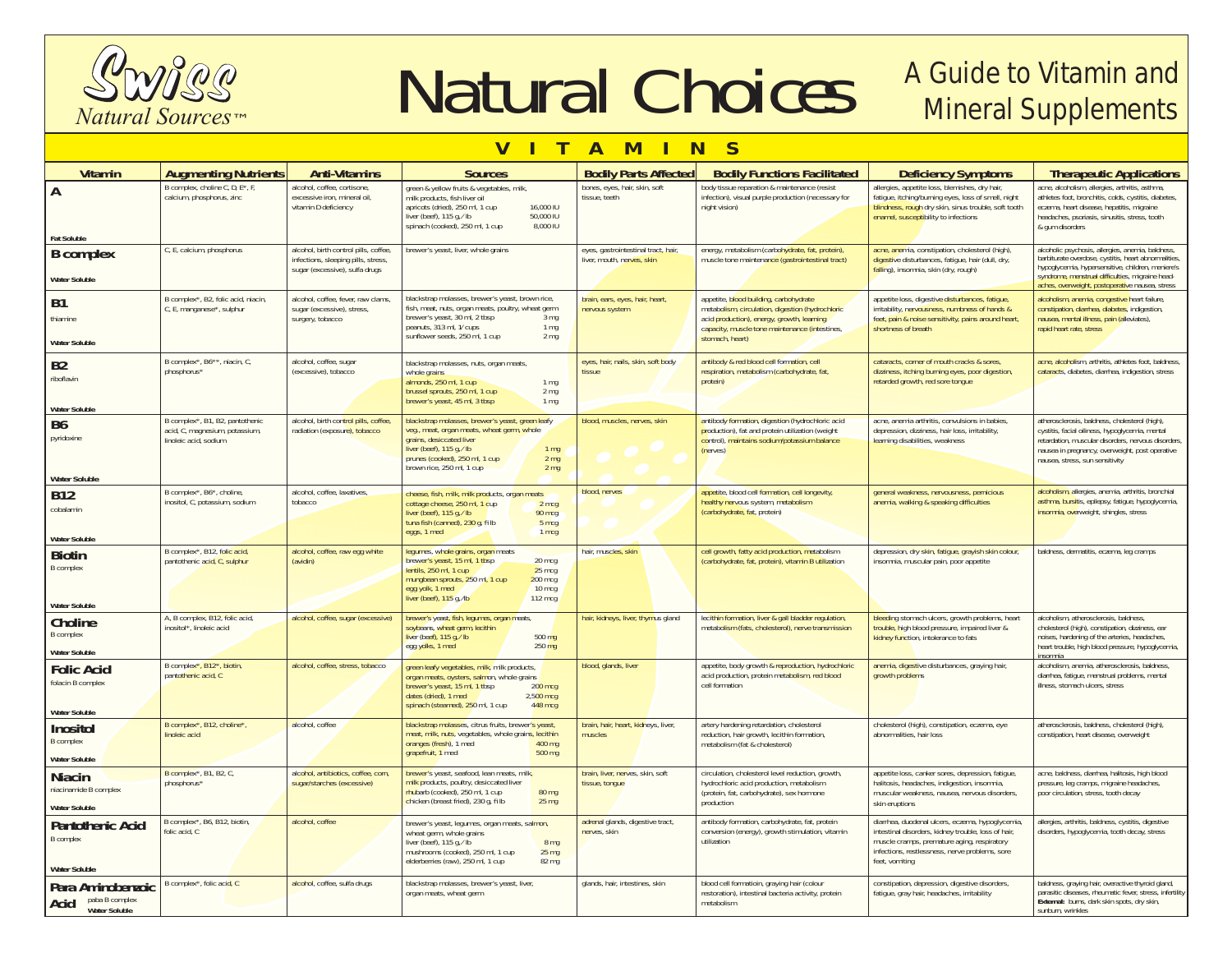Swiss Natural Sources™

# Natural Choices

## A Guide to Vitamin and Mineral Supplements

## VITAMINS

| Vitamin | Augmenting Nutrients | Anti-Vitamins | Sources | Bodily Parts Affected | Bodily Functions Facilitated | Deficiency Symptoms | Therapeutic Applications |
|---|---|---|---|---|---|---|---|
| **A** Fat Soluble | B complex, choline C, D, E*, F, calcium, phosphorus, zinc | alcohol, coffee, cortisone, excessive iron, mineral oil, vitamin D deficiency | green & yellow fruits & vegetables, milk, milk products, fish liver oil; apricots (dried), 250 ml, 1 cup 16,000 IU; liver (beef), 115 g, ¼ lb 50,000 IU; spinach (cooked), 250 ml, 1 cup 8,000 IU | bones, eyes, hair, skin, soft tissue, teeth | body tissue reparation & maintenance (resist infection), visual purple production (necessary for night vision) | allergies, appetite loss, blemishes, dry hair, fatigue, itching/burning eyes, loss of smell, night blindness, rough dry skin, sinus trouble, soft tooth enamel, susceptibility to infections | acne, alcoholism, allergies, arthritis, asthma, athletes foot, bronchitis, colds, cystitis, diabetes, eczema, heart disease, hepatitis, migraine headaches, psoriasis, sinusitis, stress, tooth & gum disorders |
| **B complex** Water Soluble | C, E, calcium, phosphorus | alcohol, birth control pills, coffee, infections, sleeping pills, stress, sugar (excessive), sulfa drugs | brewer's yeast, liver, whole grains | eyes, gastrointestinal tract, hair, liver, mouth, nerves, skin | energy, metabolism (carbohydrate, fat, protein), muscle tone maintenance (gastrointestinal tract) | acne, anemia, constipation, cholesterol (high), digestive disturbances, fatigue, hair (dull, dry, falling), insomnia, skin (dry, rough) | alcoholic psychosis, allergies, anemia, baldness, barbiturate overdose, cystitis, heart abnormalities, hypoglycemia, hypersensitive, children, meniere's syndrome, menstrual difficulties, migraine headaches, overweight, postoperative nausea, stress |
| **B1** thiamine Water Soluble | B complex*, B2, folic acid, niacin, C, E, manganese*, sulphur | alcohol, coffee, fever, raw clams, sugar (excessive), stress, surgery, tobacco | blackstrap molasses, brewer's yeast, brown rice, fish, meat, nuts, organ meats, poultry, wheat germ; brewer's yeast, 30 ml, 2 tbsp 3 mg; peanuts, 313 ml, 1¼ cups 1 mg; sunflower seeds, 250 ml, 1 cup 2 mg | brain, ears, eyes, hair, heart, nervous system | appetite, blood building, carbohydrate metabolism, circulation, digestion (hydrochloric acid production), energy, growth, learning capacity, muscle tone maintenance (intestines, stomach, heart) | appetite loss, digestive disturbances, fatigue, irritability, nervousness, numbness of hands & feet, pain & noise sensitivity, pains around heart, shortness of breath | alcoholism, anemia, congestive heart failure, constipation, diarrhea, diabetes, indigestion, nausea, mental illness, pain (alleviates), rapid heart rate, stress |
| **B2** riboflavin Water Soluble | B complex*, B6**, niacin, C, phosphorus* | alcohol, coffee, sugar (excessive), tobacco | blackstrap molasses, nuts, organ meats, whole grains; almonds, 250 ml, 1 cup 1 mg; brussel sprouts, 250 ml, 1 cup 2 mg; brewer's yeast, 45 ml, 3 tbsp 1 mg | eyes, hair, nails, skin, soft body tissue | antibody & red blood cell formation, cell respiration, metabolism (carbohydrate, fat, protein) | cataracts, corner of mouth cracks & sores, dizziness, itching burning eyes, poor digestion, retarded growth, red sore tongue | acne, alcoholism, arthritis, athletes foot, baldness, cataracts, diabetes, diarrhea, indigestion, stress |
| **B6** pyridoxine Water Soluble | B complex*, B1, B2, pantothenic acid, C, magnesium, potassium, linoleic acid, sodium | alcohol, birth control pills, coffee, radiation (exposure), tobacco | blackstrap molasses, brewer's yeast, green leafy veg., meat, organ meats, wheat germ, whole grains, desiccated liver; liver (beef), 115 g, ¼ lb 1 mg; prunes (cooked), 250 ml, 1 cup 2 mg; brown rice, 250 ml, 1 cup 2 mg | blood, muscles, nerves, skin | antibody formation, digestion (hydrochloric acid production), fat and protein utilization (weight control), maintains sodium/potassium balance (nerves) | acne, anemia arthritis, convulsions in babies, depression, dizziness, hair loss, irritability, learning disabilities, weakness | atherosclerosis, baldness, cholesterol (high), cystitis, facial oiliness, hypoglycemia, mental retardation, muscular disorders, nervous disorders, nausea in pregnancy, overweight, post operative nausea, stress, sun sensitivity |
| **B12** cobalamin Water Soluble | B complex*, B6*, choline, inositol, C, potassium, sodium | alcohol, coffee, laxatives, tobacco | cheese, fish, milk, milk products, organ meats; cottage cheese, 250 ml, 1 cup 2 mcg; liver (beef), 115 g, ¼ lb 90 mcg; tuna fish (canned), 230 g, ½ lb 5 mcg; eggs, 1 med 1 mcg | blood, nerves | appetite, blood cell formation, cell longevity, healthy nervous system, metabolism (carbohydrate, fat, protein) | general weakness, nervousness, pernicious anemia, walking & speaking difficulties | alcoholism, allergies, anemia, arthritis, bronchial asthma, bursitis, epilepsy, fatigue, hypoglycemia, insomnia, overweight, shingles, stress |
| **Biotin** B complex Water Soluble | B complex*, B12, folic acid, pantothenic acid, C, sulphur | alcohol, coffee, raw egg white (avidin) | legumes, whole grains, organ meats; brewer's yeast, 15 ml, 1 tbsp 20 mcg; lentils, 250 ml, 1 cup 25 mcg; mungbean sprouts, 250 ml, 1 cup 200 mcg; egg yolk, 1 med 10 mcg; liver (beef), 115 g, ¼ lb 112 mcg | hair, muscles, skin | cell growth, fatty acid production, metabolism (carbohydrate, fat, protein), vitamin B utilization | depression, dry skin, fatigue, grayish skin colour, insomnia, muscular pain, poor appetite | baldness, dermatitis, eczema, leg cramps |
| **Choline** B complex Water Soluble | A, B complex, B12, folic acid, inositol*, linoleic acid | alcohol, coffee, sugar (excessive) | brewer's yeast, fish, legumes, organ meats, soybeans, wheat germ, lecithin; liver (beef), 115 g, ¼ lb 500 mg; egg yolks, 1 med 250 mg | hair, kidneys, liver, thymus gland | lecithin formation, liver & gall bladder regulation, metabolism (fats, cholesterol), nerve transmission | bleeding stomach ulcers, growth problems, heart trouble, high blood pressure, impaired liver & kidney function, intolerance to fats | alcoholism, atherosclerosis, baldness, cholesterol (high), constipation, dizziness, ear noises, hardening of the arteries, headaches, heart trouble, high blood pressure, hypoglycemia, insomnia |
| **Folic Acid** folacin B complex Water Soluble | B complex*, B12*, biotin, pantothenic acid, C | alcohol, coffee, stress, tobacco | green leafy vegetables, milk, milk products, organ meats, oysters, salmon, whole grains; brewer's yeast, 15 ml, 1 tbsp 200 mcg; dates (dried), 1 med 2,500 mcg; spinach (steamed), 250 ml, 1 cup 448 mcg | blood, glands, liver | appetite, body growth & reproduction, hydrochloric acid production, protein metabolism, red blood cell formation | anemia, digestive disturbances, graying hair, growth problems | alcoholism, anemia, atherosclerosis, baldness, diarrhea, fatigue, menstrual problems, mental illness, stomach ulcers, stress |
| **Inositol** B complex Water Soluble | B complex*, B12, choline*, linoleic acid | alcohol, coffee | blackstrap molasses, citrus fruits, brewer's yeast, meat, milk, nuts, vegetables, whole grains, lecithin; oranges (fresh), 1 med 400 mg; grapefruit, 1 med 500 mg | brain, hair, heart, kidneys, liver, muscles | artery hardening retardation, cholesterol reduction, hair growth, lecithin formation, metabolism (fat & cholesterol) | cholesterol (high), constipation, eczema, eye abnormalities, hair loss | atherosclerosis, baldness, cholesterol (high), constipation, heart disease, overweight |
| **Niacin** niacinamide B complex Water Soluble | B complex*, B1, B2, C, phosphorus* | alcohol, antibiotics, coffee, corn, sugar/starches (excessive) | brewer's yeast, seafood, lean meats, milk, milk products, poultry, desiccated liver; rhubarb (cooked), 250 ml, 1 cup 80 mg; chicken (breast fried), 230 g, ½ lb 25 mg | brain, liver, nerves, skin, soft tissue, tongue | circulation, cholesterol level reduction, growth, hydrochloric acid production, metabolism (protein, fat, carbohydrate), sex hormone production | appetite loss, canker sores, depression, fatigue, halitosis, headaches, indigestion, insomnia, muscular weakness, nausea, nervous disorders, skin eruptions | acne, baldness, diarrhea, halitosis, high blood pressure, leg cramps, migraine headaches, poor circulation, stress, tooth decay |
| **Pantothenic Acid** B complex Water Soluble | B complex*, B6, B12, biotin, folic acid, C | alcohol, coffee | brewer's yeast, legumes, organ meats, salmon, wheat germ, whole grains; liver (beef), 115 g, ¼ lb 8 mg; mushrooms (cooked), 250 ml, 1 cup 25 mg; elderberries (raw), 250 ml, 1 cup 82 mg | adrenal glands, digestive tract, nerves, skin | antibody formation, carbohydrate, fat, protein conversion (energy), growth stimulation, vitamin utilization | diarrhea, duodenal ulcers, eczema, hypoglycemia, intestinal disorders, kidney trouble, loss of hair, muscle cramps, premature aging, respiratory infections, restlessness, nerve problems, sore feet, vomiting | allergies, arthritis, baldness, cystitis, digestive disorders, hypoglycemia, tooth decay, stress |
| **Para Aminobenzoic Acid** paba B complex Water Soluble | B complex*, folic acid, C | alcohol, coffee, sulfa drugs | blackstrap molasses, brewer's yeast, liver, organ meats, wheat germ | glands, hair, intestines, skin | blood cell formation, graying hair (colour restoration), intestinal bacteria activity, protein metabolism | constipation, depression, digestive disorders, fatigue, gray hair, headaches, irritability | baldness, graying hair, overactive thyroid gland, parasitic diseases, rheumatic fever, stress, infertility. **External:** burns, dark skin spots, dry skin, sunburn, wrinkles |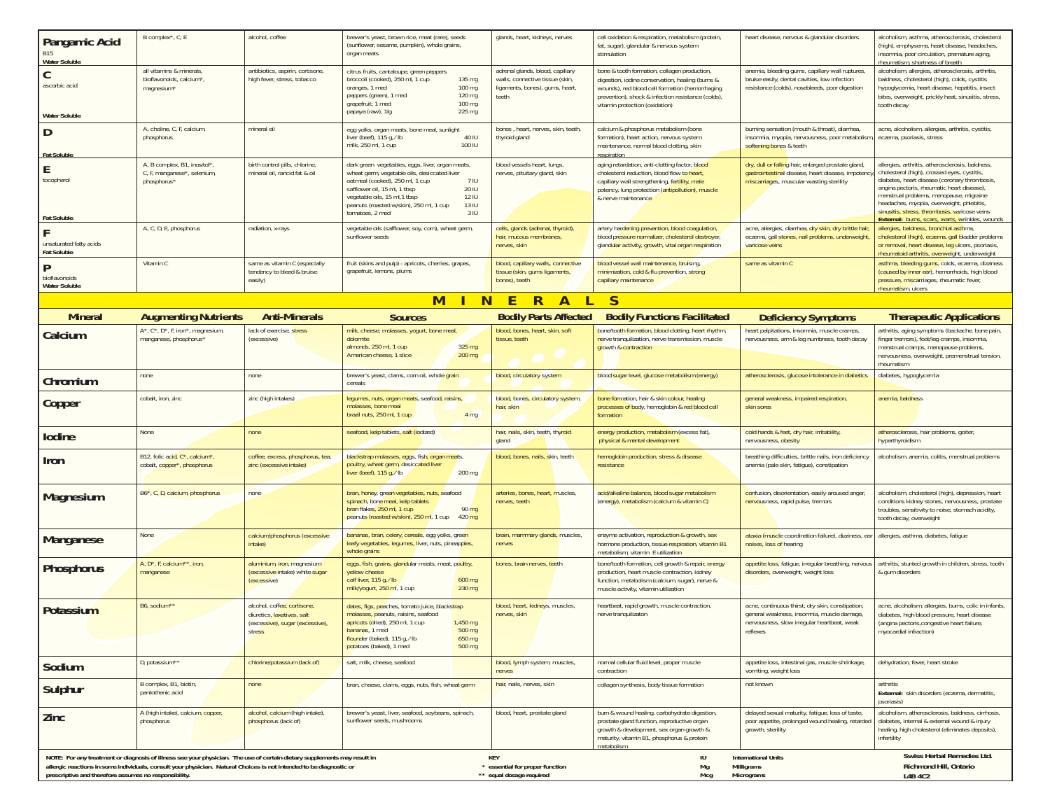| | | | | | | | |
|---|---|---|---|---|---|---|---|
| **Pangamic Acid** B15 Water Soluble | B complex*, C, E | alcohol, coffee | brewer's yeast, brown rice, meat (rare), seeds (sunflower, sesame, pumpkin), whole grains, organ meats | glands, heart, kidneys, nerves | cell oxidation & respiration, metabolism (protein, fat, sugar), glandular & nervous system stimulation | heart disease, nervous & glandular disorders | alcoholism, asthma, atherosclerosis, cholesterol (high), emphysema, heart disease, headaches, insomnia, poor circulation, premature aging, rheumatism, shortness of breath |
| **C** ascorbic acid Water Soluble | all vitamins & minerals, bioflavonoids, calcium*, magnesium* | antibiotics, aspirin, cortisone, high fever, stress, tobacco | citrus fruits, cantaloupe, green peppers<br>broccoli (cooked), 250 ml, 1 cup 135 mg<br>oranges, 1 med 100 mg<br>peppers (green), 1 med 120 mg<br>grapefruit, 1 med 100 mg<br>papaya (raw), 1/lg 225 mg | adrenal glands, blood, capillary walls, connective tissue (skin, ligaments, bones), gums, heart, teeth | bone & tooth formation, collagen production, digestion, iodine conservation, healing (burns & wounds), red blood cell formation (hemorrhaging prevention), shock & infection resistance (colds), vitamin protection (oxidation) | anemia, bleeding gums, capillary wall ruptures, bruise easily, dental cavities, low infection resistance (colds), nosebleeds, poor digestion | alcoholism, allergies, atherosclerosis, arthritis, baldness, cholesterol (high), colds, cystitis hypoglycemia, heart disease, hepatitis, insect bites, overweight, prickly heat, sinusitis, stress, tooth decay |
| **D** Fat Soluble | A, choline, C, F, calcium, phosphorus | mineral oil | egg yolks, organ meats, bone meal, sunlight<br>liver (beef), 115 g./lb 40 IU<br>milk, 250 ml, 1 cup 100 IU | bones , heart, nerves, skin, teeth, thyroid gland | calcium & phosphorus metabolism (bone formation), heart action, nervous system maintenance, normal blood clotting, skin respiration | burning sensation (mouth & throat), diarrhea, insomnia, myopia, nervousness, poor metabolism softening bones & teeth | acne, alcoholism, allergies, arthritis, cystitis, eczema, psoriasis, stress |
| **E** tocopherol Fat Soluble | A, B complex, B1, inositol*, C, F, manganese*, selenium, phosphorus* | birth control pills, chlorine, mineral oil, rancid fat & oil | dark green vegetables, eggs, liver, organ meats, wheat germ, vegetable oils, desiccated liver<br>oatmeal (cooked), 250 ml, 1 cup 7 IU<br>safflower oil, 15 ml, 1 tbsp 20 IU<br>vegetable oils, 15 ml, 1 tbsp 12 IU<br>peanuts (roasted w/skin), 250 ml, 1 cup 13 IU<br>tomatoes, 2 med 3 IU | blood vessels heart, lungs, nerves, pituitary gland, skin | aging retardation, anti-clotting factor, blood cholesterol reduction, blood flow to heart, capillary wall strengthening, fertility, male potency, lung protection (antipollution), muscle & nerve maintenance | dry, dull or falling hair, enlarged prostate gland, gastrointestinal disease, heart disease, impotency, miscarriages, muscular wasting sterility | allergies, arthritis, atherosclerosis, baldness, cholesterol (high), crossed eyes, cystitis, diabetes, heart disease (coronary thrombosis, angina pectoris, rheumatic heart disease), menstrual problems, menopause, migraine headaches, myopia, overweight, phlebitis, sinusitis, stress, thrombosis, varicose veins<br>**External:** burns, scars, warts, wrinkles, wounds |
| **F** unsaturated fatty acids Fat Soluble | A, C, D, E, phosphorus | radiation, x-rays | vegetable oils (safflower, soy, corn), wheat germ, sunflower seeds | cells, glands (adrenal, thyroid), hair, mucous membranes, nerves, skin | artery hardening prevention, blood coagulation, blood pressure normalizer, cholesterol destroyer, glandular activity, growth, vital organ respiration | acne, allergies, diarrhea, dry skin, dry brittle hair, eczema, gall stones, nail problems, underweight, varicose veins | allergies, baldness, bronchial asthma, cholesterol (high), eczema, gall bladder problems or removal, heart disease, leg ulcers, psoriasis, rheumatoid arthritis, overweight, underweight |
| **P** bioflavonoids Water Soluble | Vitamin C | same as vitamin C (especially tendency to bleed & bruise easily) | fruit (skins and pulp) - apricots, cherries, grapes, grapefruit, lemons, plums | blood, capillary walls, connective tissue (skin, gums ligaments, bones), teeth | blood vessel wall maintenance, bruising, minimization, cold & flu prevention, strong capillary maintenance | same as vitamin C | asthma, bleeding gums, colds, eczema, dizziness (caused by inner ear), hemorrhoids, high blood pressure, miscarriages, rheumatic fever, rheumatism, ulcers |

## M I N E R A L S

| Mineral | Augmenting Nutrients | Anti-Minerals | Sources | Bodily Parts Affected | Bodily Functions Facilitated | Deficiency Symptoms | Therapeutic Applications |
|---|---|---|---|---|---|---|---|
| **Calcium** | A*, C*, D*, F, iron*, magnesium, manganese, phosphorus* | lack of exercise, stress (excessive) | milk, cheese, molasses, yogurt, bone meal, dolomite<br>almonds, 250 ml, 1 cup 325 mg<br>American cheese, 1 slice 200 mg | blood, bones, heart, skin, soft tissue, teeth | bone/tooth formation, blood clotting, heart rhythm, nerve tranquilization, nerve transmission, muscle growth & contraction | heart palpitations, insomnia, muscle cramps, nervousness, arm & leg numbness, tooth decay | arthritis, aging symptoms (backache, bone pain, finger tremors), foot/leg cramps, insomnia, menstrual cramps, menopause problems, nervousness, overweight, premenstrual tension, rheumatism |
| **Chromium** | none | none | brewer's yeast, clams, corn oil, whole grain cereals | blood, circulatory system | blood sugar level, glucose metabolism (energy) | atherosclerosis, glucose intolerance in diabetics | diabetes, hypoglycemia |
| **Copper** | cobalt, iron, zinc | zinc (high intakes) | legumes, nuts, organ meats, seafood, raisins, molasses, bone meal<br>brazil nuts, 250 ml, 1 cup 4 mg | blood, bones, circulatory system, hair, skin | bone formation, hair & skin colour, healing processes of body, hemoglobin & red blood cell formation | general weakness, impaired respiration, skin sores | anemia, baldness |
| **Iodine** | None | none | seafood, kelp tablets, salt (iodized) | hair, nails, skin, teeth, thyroid gland | energy production, metabolism (excess fat), physical & mental development | cold hands & feet, dry hair, irritability, nervousness, obesity | atherosclerosis, hair problems, goiter, hyperthyroidism |
| **Iron** | B12, folic acid, C*, calcium*, cobalt, copper*, phosphorus | coffee, excess, phosphorus, tea, zinc (excessive intake) | blackstrap molasses, eggs, fish, organ meats, poultry, wheat germ, desiccated liver<br>liver (beef), 115 g./lb 200 mg | blood, bones, nails, skin, teeth | hemoglobin production, stress & disease resistance | breathing difficulties, brittle nails, iron deficiency anemia (pale skin, fatigue), constipation | alcoholism, anemia, colitis, menstrual problems |
| **Magnesium** | B6*, C, D, calcium, phosphorus | none | bran, honey, green vegetables, nuts, seafood spinach, bone meal, kelp tablets<br>bran flakes, 250 ml, 1 cup 90 mg<br>peanuts (roasted w/skin), 250 ml, 1 cup 420 mg | arteries, bones, heart, muscles, nerves, teeth | acid/alkaline balance, blood sugar metabolism (energy), metabolism (calcium & vitamin C) | confusion, disorientation, easily aroused anger, nervousness, rapid pulse, tremors | alcoholism, cholesterol (high), depression, heart conditions kidney stones, nervousness, prostate troubles, sensitivity to noise, stomach acidity, tooth decay, overweight |
| **Manganese** | None | calcium/phosphorus (excessive intake) | bananas, bran, celery, cereals, egg yolks, green leafy vegetables, legumes, liver, nuts, pineapples, whole grains | brain, mammary glands, muscles, nerves | enzyme activation, reproduction & growth, sex hormone production, tissue respiration, vitamin B1 metabolism, vitamin E utilization | ataxia (muscle coordination failure), dizziness, ear noises, loss of hearing | allergies, asthma, diabetes, fatigue |
| **Phosphorus** | A, D*, F, calcium**, iron, manganese | aluminium, iron, magnesium (excessive intake) white sugar (excessive) | eggs, fish, grains, glandular meats, meat, poultry, yellow cheese<br>calf liver, 115 g./lb 600 mg<br>milk/yogurt, 250 ml, 1 cup 230 mg | bones, brain nerves, teeth | bone/tooth formation, cell growth & repair, energy production, heart muscle contraction, kidney function, metabolism (calcium, sugar), nerve & muscle activity, vitamin utilization | appetite loss, fatigue, irregular breathing, nervous disorders, overweight, weight loss | arthritis, stunted growth in children, stress, tooth & gum disorders |
| **Potassium** | B6, sodium** | alcohol, coffee, cortisone, diuretics, laxatives, salt (excessive), sugar (excessive), stress | dates, figs, peaches, tomato juice, blackstrap molasses, peanuts, raisins, seafood<br>apricots (dried), 250 ml, 1 cup 1,450 mg<br>bananas, 1 med 500 mg<br>flounder (baked), 115 g./lb 650 mg<br>potatoes (baked), 1 med 500 mg | blood, heart, kidneys, muscles, nerves, skin | heartbeat, rapid growth, muscle contraction, nerve tranquilizaton | acne, continuous thirst, dry skin, constipation, general weakness, insomnia, muscle damage, nervousness, slow irregular heartbeat, weak reflexes | acne, alcoholism, allergies, burns, colic in infants, diabetes, high blood pressure, heart disease (angina pectoris,congestive heart failure, myocardial infraction) |
| **Sodium** | D, potassium** | chlorine/potassium (lack of) | salt, milk, cheese, seafood | blood, lymph system, muscles, nerves | normal cellular fluid level, proper muscle contraction | appetite loss, intestinal gas, muscle shrinkage, vomiting, weight loss | dehydration, fever, heart stroke |
| **Sulphur** | B complex, B1, biotin, pantothenic acid | none | bran, cheese, clams, eggs, nuts, fish, wheat germ | hair, nails, nerves, skin | collagen synthesis, body tissue formation | not known | arthritis<br>**External:** skin disorders (eczema, dermatitis, psoriasis) |
| **Zinc** | A (high intake), calcium, copper, phosphorus | alcohol, calcium (high intake), phosphorus (lack of) | brewer's yeast, liver, seafood, soybeans, spinach, sunflower seeds, mushrooms | blood, heart, prostate gland | burn & wound healing, carbohydrate digestion, prostate gland function, reproductive organ growth & development, sex organ growth & maturity, vitamin B1, phosphorus & protein metabolism | delayed sexual maturity, fatigue, loss of taste, poor appetite, prolonged wound healing, retarded growth, sterility | alcoholism, atherosclerosis, baldness, cirrhosis, diabetes, internal & external wound & injury healing, high cholesterol (eliminates deposits), infertility |

**NOTE: For any treatment or diagnosis of illness see your physician. The use of certain dietary supplements may result in allergic reactions in some individuals, consult your physician. Natural Choices is not intended to be diagnostic or prescriptive and therefore assumes no responsibility.**

**KEY**
- \* essential for proper function
- \*\* equal dosage required
- IU International Units
- Mg Milligrams
- Mcg Micrograms

**Swiss Herbal Remedies Ltd.**
**Richmond Hill, Ontario**
**L4B 4C2**